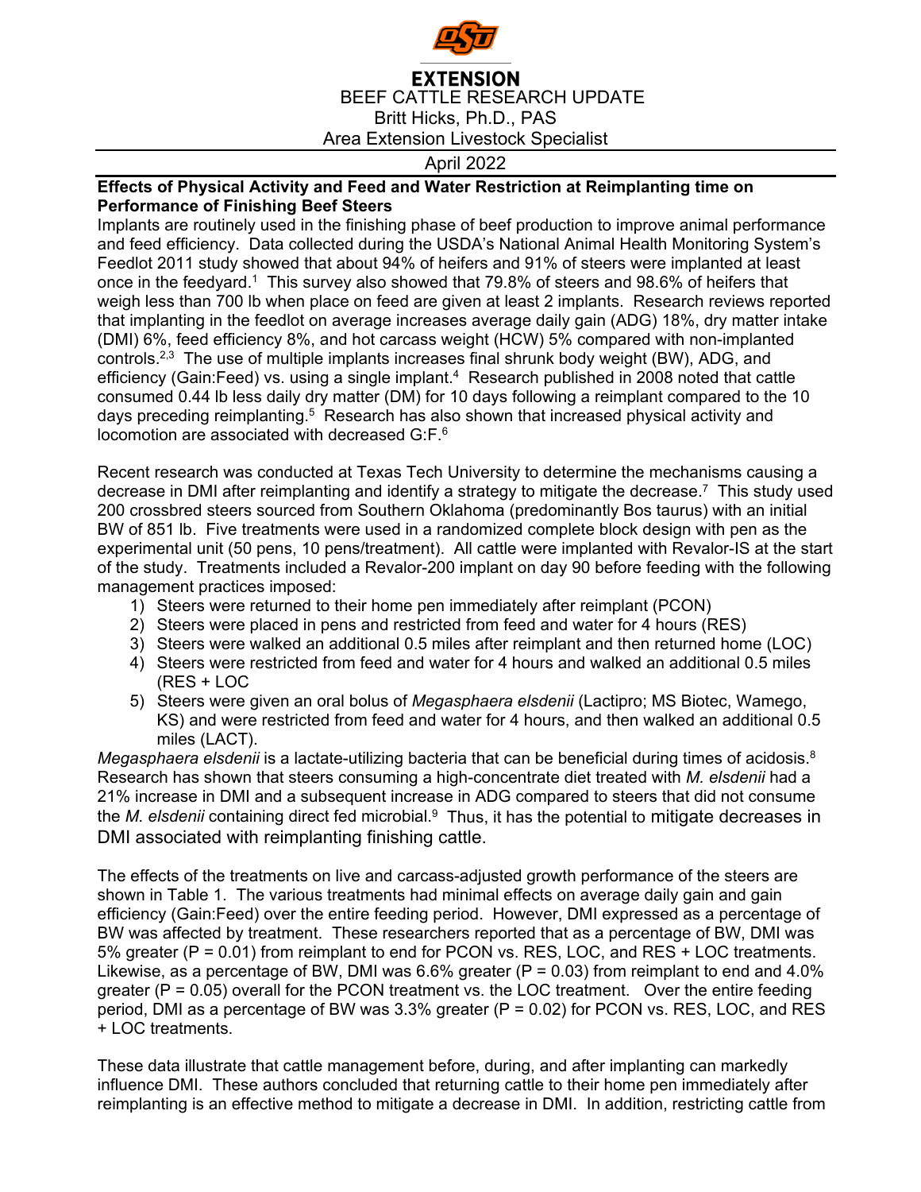# EXTENSION

BEEF CATTLE RESEARCH UPDATE
Britt Hicks, Ph.D., PAS
Area Extension Livestock Specialist

April 2022

## Effects of Physical Activity and Feed and Water Restriction at Reimplanting time on Performance of Finishing Beef Steers

Implants are routinely used in the finishing phase of beef production to improve animal performance and feed efficiency. Data collected during the USDA's National Animal Health Monitoring System's Feedlot 2011 study showed that about 94% of heifers and 91% of steers were implanted at least once in the feedyard.[1] This survey also showed that 79.8% of steers and 98.6% of heifers that weigh less than 700 lb when place on feed are given at least 2 implants. Research reviews reported that implanting in the feedlot on average increases average daily gain (ADG) 18%, dry matter intake (DMI) 6%, feed efficiency 8%, and hot carcass weight (HCW) 5% compared with non-implanted controls.[2,3] The use of multiple implants increases final shrunk body weight (BW), ADG, and efficiency (Gain:Feed) vs. using a single implant.[4] Research published in 2008 noted that cattle consumed 0.44 lb less daily dry matter (DM) for 10 days following a reimplant compared to the 10 days preceding reimplanting.[5] Research has also shown that increased physical activity and locomotion are associated with decreased G:F.[6]

Recent research was conducted at Texas Tech University to determine the mechanisms causing a decrease in DMI after reimplanting and identify a strategy to mitigate the decrease.[7] This study used 200 crossbred steers sourced from Southern Oklahoma (predominantly Bos taurus) with an initial BW of 851 lb. Five treatments were used in a randomized complete block design with pen as the experimental unit (50 pens, 10 pens/treatment). All cattle were implanted with Revalor-IS at the start of the study. Treatments included a Revalor-200 implant on day 90 before feeding with the following management practices imposed:

1) Steers were returned to their home pen immediately after reimplant (PCON)
2) Steers were placed in pens and restricted from feed and water for 4 hours (RES)
3) Steers were walked an additional 0.5 miles after reimplant and then returned home (LOC)
4) Steers were restricted from feed and water for 4 hours and walked an additional 0.5 miles (RES + LOC
5) Steers were given an oral bolus of *Megasphaera elsdenii* (Lactipro; MS Biotec, Wamego, KS) and were restricted from feed and water for 4 hours, and then walked an additional 0.5 miles (LACT).

*Megasphaera elsdenii* is a lactate-utilizing bacteria that can be beneficial during times of acidosis.[8] Research has shown that steers consuming a high-concentrate diet treated with *M. elsdenii* had a 21% increase in DMI and a subsequent increase in ADG compared to steers that did not consume the *M. elsdenii* containing direct fed microbial.[9] Thus, it has the potential to mitigate decreases in DMI associated with reimplanting finishing cattle.

The effects of the treatments on live and carcass-adjusted growth performance of the steers are shown in Table 1. The various treatments had minimal effects on average daily gain and gain efficiency (Gain:Feed) over the entire feeding period. However, DMI expressed as a percentage of BW was affected by treatment. These researchers reported that as a percentage of BW, DMI was 5% greater ($P = 0.01$) from reimplant to end for PCON vs. RES, LOC, and RES + LOC treatments. Likewise, as a percentage of BW, DMI was 6.6% greater ($P = 0.03$) from reimplant to end and 4.0% greater ($P = 0.05$) overall for the PCON treatment vs. the LOC treatment. Over the entire feeding period, DMI as a percentage of BW was 3.3% greater ($P = 0.02$) for PCON vs. RES, LOC, and RES + LOC treatments.

These data illustrate that cattle management before, during, and after implanting can markedly influence DMI. These authors concluded that returning cattle to their home pen immediately after reimplanting is an effective method to mitigate a decrease in DMI. In addition, restricting cattle from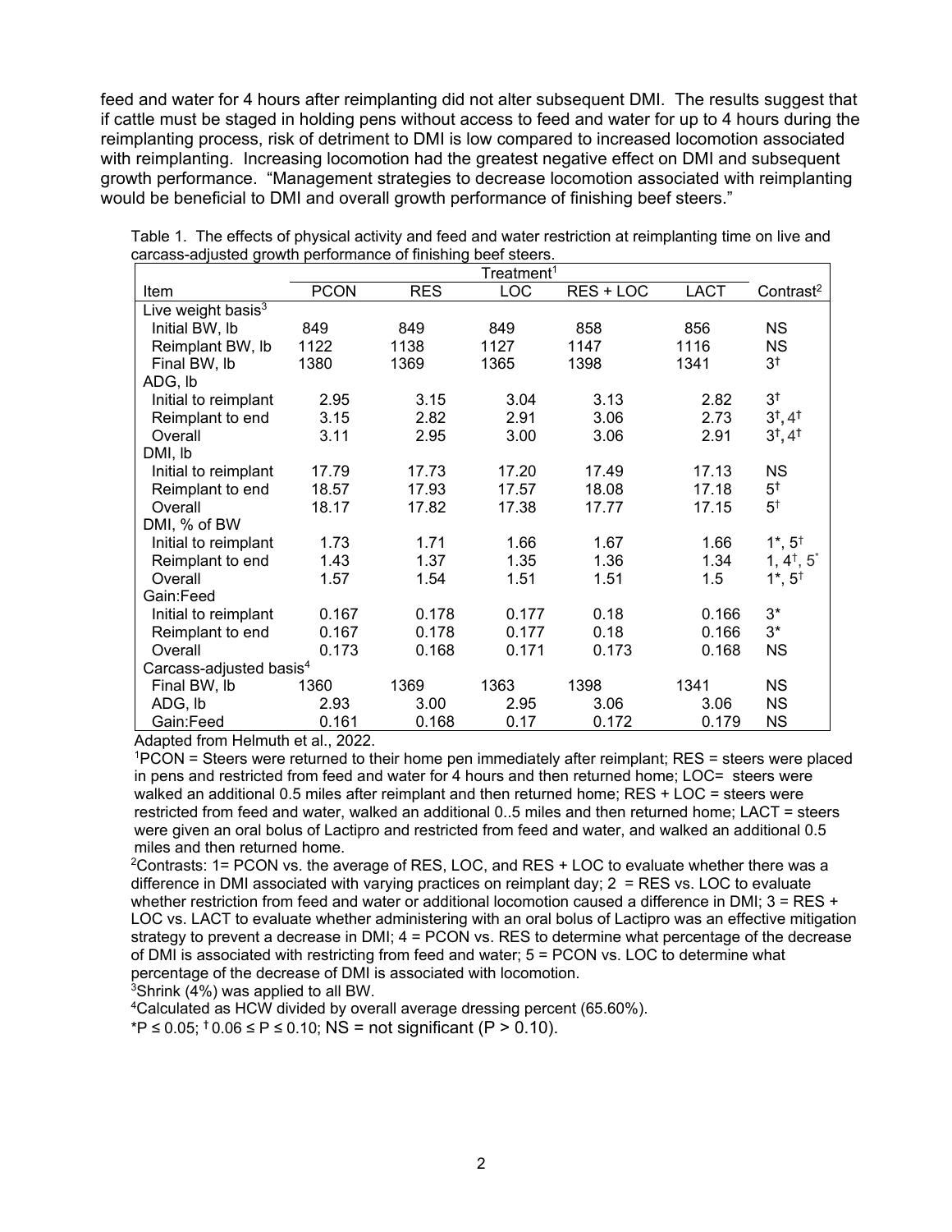feed and water for 4 hours after reimplanting did not alter subsequent DMI. The results suggest that if cattle must be staged in holding pens without access to feed and water for up to 4 hours during the reimplanting process, risk of detriment to DMI is low compared to increased locomotion associated with reimplanting. Increasing locomotion had the greatest negative effect on DMI and subsequent growth performance. "Management strategies to decrease locomotion associated with reimplanting would be beneficial to DMI and overall growth performance of finishing beef steers."

Table 1. The effects of physical activity and feed and water restriction at reimplanting time on live and carcass-adjusted growth performance of finishing beef steers.

| Item | Treatment[1] | | | | | Contrast[2] |
|---|---|---|---|---|---|---|
| | PCON | RES | LOC | RES + LOC | LACT | |
| Live weight basis[3] | | | | | | |
| Initial BW, lb | 849 | 849 | 849 | 858 | 856 | NS |
| Reimplant BW, lb | 1122 | 1138 | 1127 | 1147 | 1116 | NS |
| Final BW, lb | 1380 | 1369 | 1365 | 1398 | 1341 | $3^{\dagger}$ |
| ADG, lb | | | | | | |
| Initial to reimplant | 2.95 | 3.15 | 3.04 | 3.13 | 2.82 | $3^{\dagger}$ |
| Reimplant to end | 3.15 | 2.82 | 2.91 | 3.06 | 2.73 | $3^{\dagger}, 4^{\dagger}$ |
| Overall | 3.11 | 2.95 | 3.00 | 3.06 | 2.91 | $3^{\dagger}, 4^{\dagger}$ |
| DMI, lb | | | | | | |
| Initial to reimplant | 17.79 | 17.73 | 17.20 | 17.49 | 17.13 | NS |
| Reimplant to end | 18.57 | 17.93 | 17.57 | 18.08 | 17.18 | $5^{\dagger}$ |
| Overall | 18.17 | 17.82 | 17.38 | 17.77 | 17.15 | $5^{\dagger}$ |
| DMI, % of BW | | | | | | |
| Initial to reimplant | 1.73 | 1.71 | 1.66 | 1.67 | 1.66 | $1^{*}, 5^{\dagger}$ |
| Reimplant to end | 1.43 | 1.37 | 1.35 | 1.36 | 1.34 | $1, 4^{\dagger}, 5^{*}$ |
| Overall | 1.57 | 1.54 | 1.51 | 1.51 | 1.5 | $1^{*}, 5^{\dagger}$ |
| Gain:Feed | | | | | | |
| Initial to reimplant | 0.167 | 0.178 | 0.177 | 0.18 | 0.166 | $3^{*}$ |
| Reimplant to end | 0.167 | 0.178 | 0.177 | 0.18 | 0.166 | $3^{*}$ |
| Overall | 0.173 | 0.168 | 0.171 | 0.173 | 0.168 | NS |
| Carcass-adjusted basis[4] | | | | | | |
| Final BW, lb | 1360 | 1369 | 1363 | 1398 | 1341 | NS |
| ADG, lb | 2.93 | 3.00 | 2.95 | 3.06 | 3.06 | NS |
| Gain:Feed | 0.161 | 0.168 | 0.17 | 0.172 | 0.179 | NS |

Adapted from Helmuth et al., 2022.

[1]PCON = Steers were returned to their home pen immediately after reimplant; RES = steers were placed in pens and restricted from feed and water for 4 hours and then returned home; LOC= steers were walked an additional 0.5 miles after reimplant and then returned home; RES + LOC = steers were restricted from feed and water, walked an additional 0..5 miles and then returned home; LACT = steers were given an oral bolus of Lactipro and restricted from feed and water, and walked an additional 0.5 miles and then returned home.

[2]Contrasts: 1= PCON vs. the average of RES, LOC, and RES + LOC to evaluate whether there was a difference in DMI associated with varying practices on reimplant day; 2 = RES vs. LOC to evaluate whether restriction from feed and water or additional locomotion caused a difference in DMI; 3 = RES + LOC vs. LACT to evaluate whether administering with an oral bolus of Lactipro was an effective mitigation strategy to prevent a decrease in DMI; 4 = PCON vs. RES to determine what percentage of the decrease of DMI is associated with restricting from feed and water; 5 = PCON vs. LOC to determine what percentage of the decrease of DMI is associated with locomotion.

[3]Shrink (4%) was applied to all BW.

[4]Calculated as HCW divided by overall average dressing percent (65.60%).

$^{*}P \leq 0.05$; $^{\dagger}0.06 \leq P \leq 0.10$; NS = not significant ($P > 0.10$).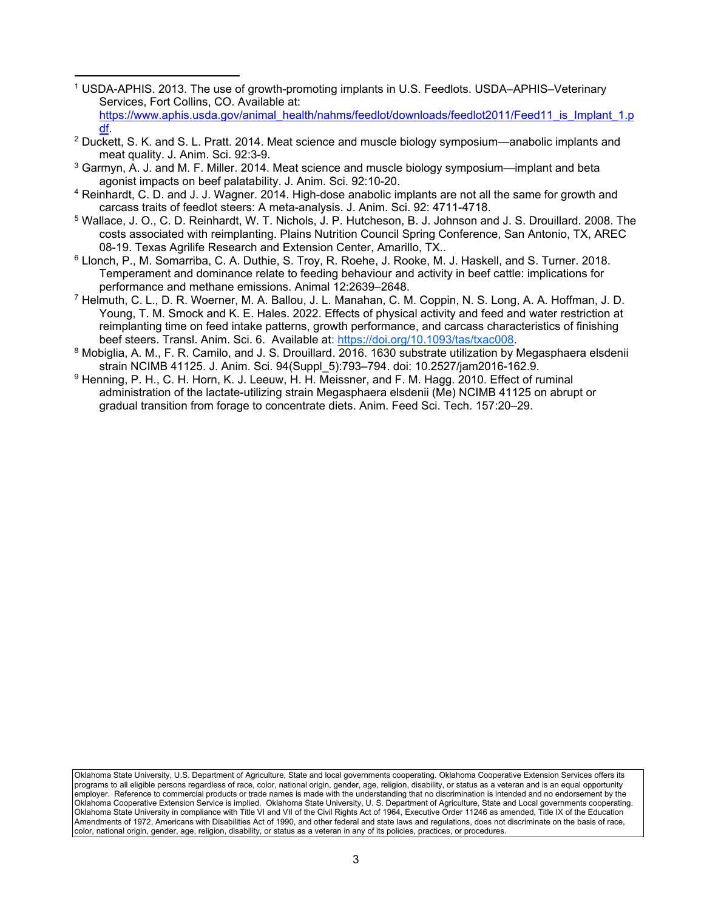[1] USDA-APHIS. 2013. The use of growth-promoting implants in U.S. Feedlots. USDA–APHIS–Veterinary Services, Fort Collins, CO. Available at: https://www.aphis.usda.gov/animal_health/nahms/feedlot/downloads/feedlot2011/Feed11_is_Implant_1.pdf.

[2] Duckett, S. K. and S. L. Pratt. 2014. Meat science and muscle biology symposium—anabolic implants and meat quality. J. Anim. Sci. 92:3-9.

[3] Garmyn, A. J. and M. F. Miller. 2014. Meat science and muscle biology symposium—implant and beta agonist impacts on beef palatability. J. Anim. Sci. 92:10-20.

[4] Reinhardt, C. D. and J. J. Wagner. 2014. High-dose anabolic implants are not all the same for growth and carcass traits of feedlot steers: A meta-analysis. J. Anim. Sci. 92: 4711-4718.

[5] Wallace, J. O., C. D. Reinhardt, W. T. Nichols, J. P. Hutcheson, B. J. Johnson and J. S. Drouillard. 2008. The costs associated with reimplanting. Plains Nutrition Council Spring Conference, San Antonio, TX, AREC 08-19. Texas Agrilife Research and Extension Center, Amarillo, TX..

[6] Llonch, P., M. Somarriba, C. A. Duthie, S. Troy, R. Roehe, J. Rooke, M. J. Haskell, and S. Turner. 2018. Temperament and dominance relate to feeding behaviour and activity in beef cattle: implications for performance and methane emissions. Animal 12:2639–2648.

[7] Helmuth, C. L., D. R. Woerner, M. A. Ballou, J. L. Manahan, C. M. Coppin, N. S. Long, A. A. Hoffman, J. D. Young, T. M. Smock and K. E. Hales. 2022. Effects of physical activity and feed and water restriction at reimplanting time on feed intake patterns, growth performance, and carcass characteristics of finishing beef steers. Transl. Anim. Sci. 6. Available at: https://doi.org/10.1093/tas/txac008.

[8] Mobiglia, A. M., F. R. Camilo, and J. S. Drouillard. 2016. 1630 substrate utilization by Megasphaera elsdenii strain NCIMB 41125. J. Anim. Sci. 94(Suppl_5):793–794. doi: 10.2527/jam2016-162.9.

[9] Henning, P. H., C. H. Horn, K. J. Leeuw, H. H. Meissner, and F. M. Hagg. 2010. Effect of ruminal administration of the lactate-utilizing strain Megasphaera elsdenii (Me) NCIMB 41125 on abrupt or gradual transition from forage to concentrate diets. Anim. Feed Sci. Tech. 157:20–29.

Oklahoma State University, U.S. Department of Agriculture, State and local governments cooperating. Oklahoma Cooperative Extension Services offers its programs to all eligible persons regardless of race, color, national origin, gender, age, religion, disability, or status as a veteran and is an equal opportunity employer. Reference to commercial products or trade names is made with the understanding that no discrimination is intended and no endorsement by the Oklahoma Cooperative Extension Service is implied. Oklahoma State University, U. S. Department of Agriculture, State and Local governments cooperating. Oklahoma State University in compliance with Title VI and VII of the Civil Rights Act of 1964, Executive Order 11246 as amended, Title IX of the Education Amendments of 1972, Americans with Disabilities Act of 1990, and other federal and state laws and regulations, does not discriminate on the basis of race, color, national origin, gender, age, religion, disability, or status as a veteran in any of its policies, practices, or procedures.